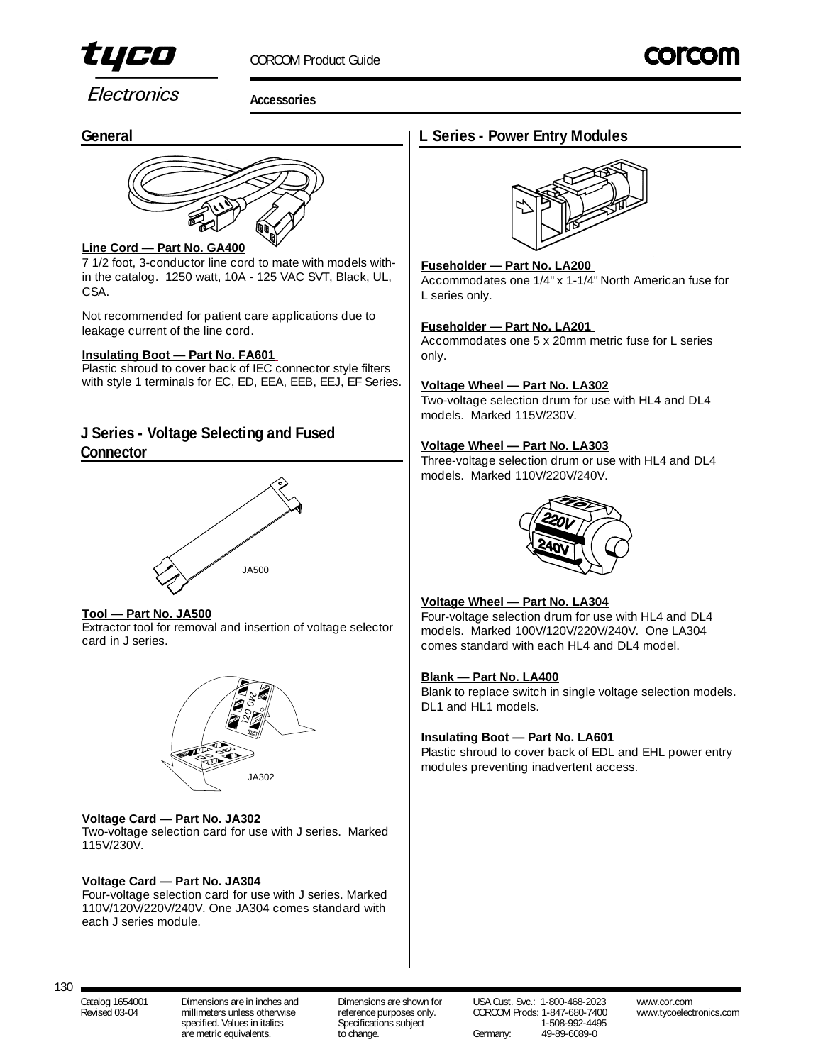# Accessories

## General

**Line Cord — Part No. GA400**
7 1/2 foot, 3-conductor line cord to mate with models within the catalog. 1250 watt, 10A - 125 VAC SVT, Black, UL, CSA.

Not recommended for patient care applications due to leakage current of the line cord.

**Insulating Boot — Part No. FA601**
Plastic shroud to cover back of IEC connector style filters with style 1 terminals for EC, ED, EEA, EEB, EEJ, EF Series.

## J Series - Voltage Selecting and Fused Connector

JA500

**Tool — Part No. JA500**
Extractor tool for removal and insertion of voltage selector card in J series.

JA302

**Voltage Card — Part No. JA302**
Two-voltage selection card for use with J series. Marked 115V/230V.

**Voltage Card — Part No. JA304**
Four-voltage selection card for use with J series. Marked 110V/120V/220V/240V. One JA304 comes standard with each J series module.

## L Series - Power Entry Modules

**Fuseholder — Part No. LA200**
Accommodates one 1/4" x 1-1/4" North American fuse for L series only.

**Fuseholder — Part No. LA201**
Accommodates one 5 x 20mm metric fuse for L series only.

**Voltage Wheel — Part No. LA302**
Two-voltage selection drum for use with HL4 and DL4 models. Marked 115V/230V.

**Voltage Wheel — Part No. LA303**
Three-voltage selection drum or use with HL4 and DL4 models. Marked 110V/220V/240V.

**Voltage Wheel — Part No. LA304**
Four-voltage selection drum for use with HL4 and DL4 models. Marked 100V/120V/220V/240V. One LA304 comes standard with each HL4 and DL4 model.

**Blank — Part No. LA400**
Blank to replace switch in single voltage selection models. DL1 and HL1 models.

**Insulating Boot — Part No. LA601**
Plastic shroud to cover back of EDL and EHL power entry modules preventing inadvertent access.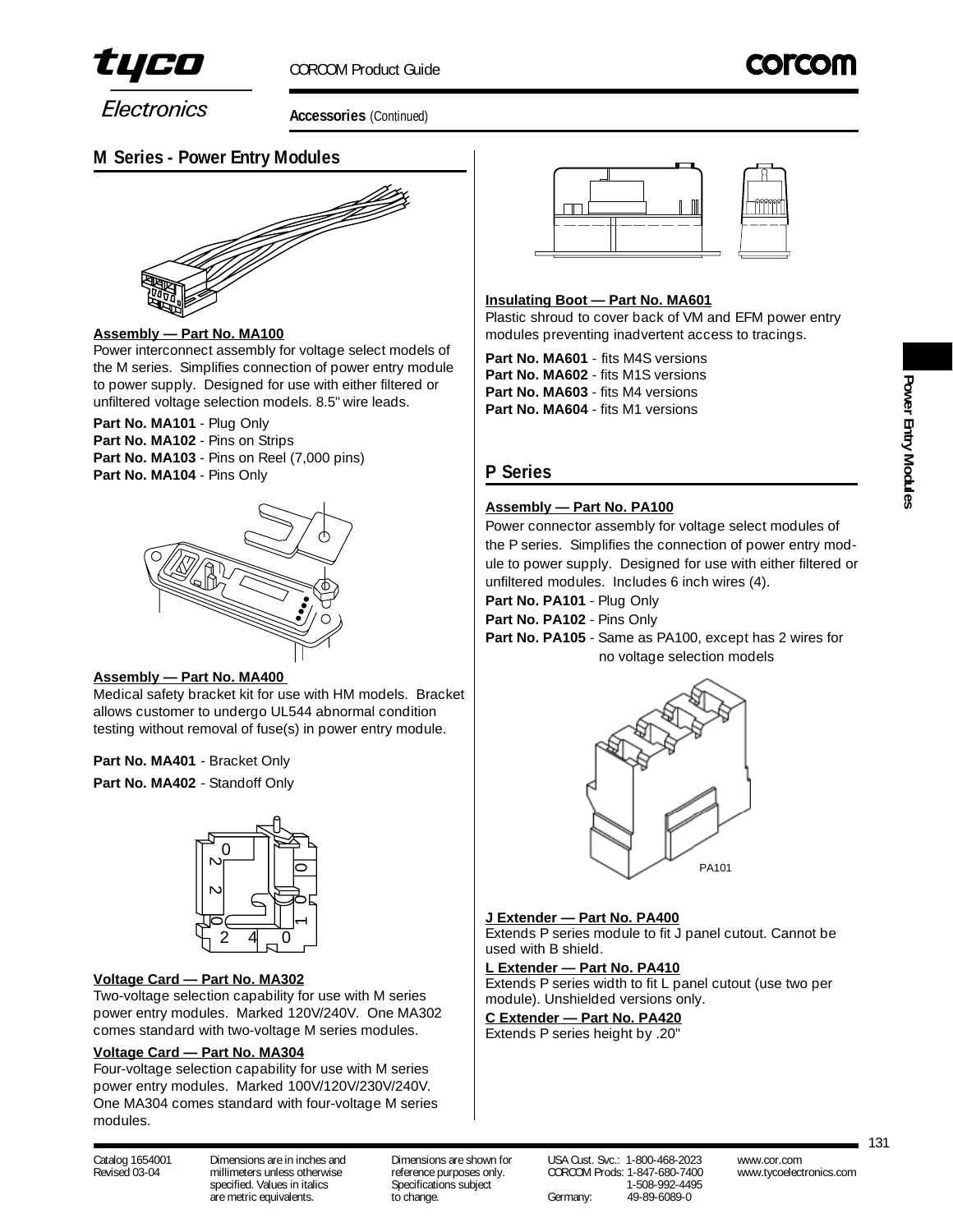## Accessories (Continued)

## M Series - Power Entry Modules

**Assembly — Part No. MA100**

Power interconnect assembly for voltage select models of the M series. Simplifies connection of power entry module to power supply. Designed for use with either filtered or unfiltered voltage selection models. 8.5" wire leads.

**Part No. MA101** - Plug Only
**Part No. MA102** - Pins on Strips
**Part No. MA103** - Pins on Reel (7,000 pins)
**Part No. MA104** - Pins Only

**Assembly — Part No. MA400**

Medical safety bracket kit for use with HM models. Bracket allows customer to undergo UL544 abnormal condition testing without removal of fuse(s) in power entry module.

**Part No. MA401** - Bracket Only

**Part No. MA402** - Standoff Only

0
2
2
0
1
0
2 4 0

**Voltage Card — Part No. MA302**

Two-voltage selection capability for use with M series power entry modules. Marked 120V/240V. One MA302 comes standard with two-voltage M series modules.

**Voltage Card — Part No. MA304**

Four-voltage selection capability for use with M series power entry modules. Marked 100V/120V/230V/240V. One MA304 comes standard with four-voltage M series modules.

**Insulating Boot — Part No. MA601**

Plastic shroud to cover back of VM and EFM power entry modules preventing inadvertent access to tracings.

**Part No. MA601** - fits M4S versions
**Part No. MA602** - fits M1S versions
**Part No. MA603** - fits M4 versions
**Part No. MA604** - fits M1 versions

## P Series

**Assembly — Part No. PA100**

Power connector assembly for voltage select modules of the P series. Simplifies the connection of power entry module to power supply. Designed for use with either filtered or unfiltered modules. Includes 6 inch wires (4).

**Part No. PA101** - Plug Only
**Part No. PA102** - Pins Only
**Part No. PA105** - Same as PA100, except has 2 wires for no voltage selection models

PA101

**J Extender — Part No. PA400**

Extends P series module to fit J panel cutout. Cannot be used with B shield.

**L Extender — Part No. PA410**

Extends P series width to fit L panel cutout (use two per module). Unshielded versions only.

**C Extender — Part No. PA420**

Extends P series height by .20"